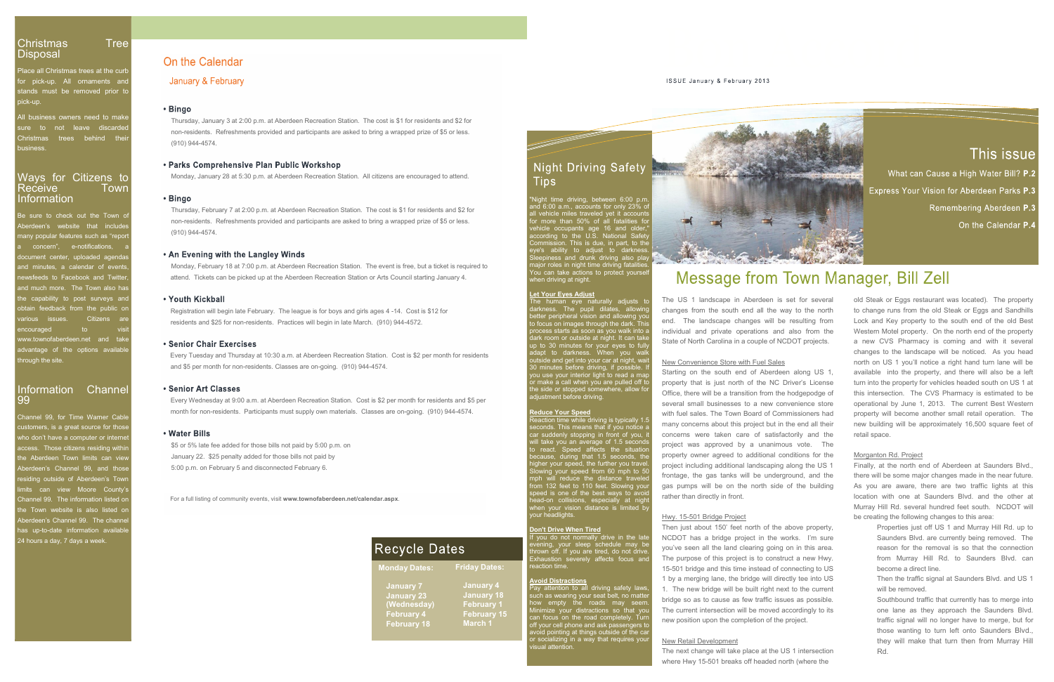## Christmas Tree Disposal

Place all Christmas trees at the curb for pick-up. All ornaments and stands must be removed prior to pick-up.

All business owners need to make sure to not leave discarded Christmas trees behind their business.

## Ways for Citizens to Receive Town Information

Be sure to check out the Town of Aberdeen's website that includes many popular features such as "report a concern", e-notifications, a document center, uploaded agendas and minutes, a calendar of events, newsfeeds to Facebook and Twitter, and much more. The Town also has the capability to post surveys and obtain feedback from the public on various issues. Citizens are encouraged to visit www.townofaberdeen.net and take advantage of the options available through the site.

## Information Channel 99

Channel 99, for Time Warner Cable customers, is a great source for those who don't have a computer or internet access. Those citizens residing within the Aberdeen Town limits can view Aberdeen's Channel 99, and those residing outside of Aberdeen's Town limits can view Moore County's Channel 99. The information listed on the Town website is also listed on Aberdeen's Channel 99. The channel has up-to-date information available 24 hours a day, 7 days a week.

## On the Calendar

### January & February

**• Bingo**

Thursday, January 3 at 2:00 p.m. at Aberdeen Recreation Station. The cost is $1 for residents and $2 for non-residents. Refreshments provided and participants are asked to bring a wrapped prize of $5 or less. (910) 944-4574.

**• Parks Comprehensive Plan Public Workshop**

Monday, January 28 at 5:30 p.m. at Aberdeen Recreation Station. All citizens are encouraged to attend.

**• Bingo**

Thursday, February 7 at 2:00 p.m. at Aberdeen Recreation Station. The cost is $1 for residents and $2 for non-residents. Refreshments provided and participants are asked to bring a wrapped prize of $5 or less. (910) 944-4574.

**• An Evening with the Langley Winds**

Monday, February 18 at 7:00 p.m. at Aberdeen Recreation Station. The event is free, but a ticket is required to attend. Tickets can be picked up at the Aberdeen Recreation Station or Arts Council starting January 4.

**• Youth Kickball**

Registration will begin late February. The league is for boys and girls ages 4 -14. Cost is $12 for residents and $25 for non-residents. Practices will begin in late March. (910) 944-4572.

**• Senior Chair Exercises**

Every Tuesday and Thursday at 10:30 a.m. at Aberdeen Recreation Station. Cost is $2 per month for residents and $5 per month for non-residents. Classes are on-going. (910) 944-4574.

**• Senior Art Classes**

Every Wednesday at 9:00 a.m. at Aberdeen Recreation Station. Cost is $2 per month for residents and $5 per month for non-residents. Participants must supply own materials. Classes are on-going. (910) 944-4574.

**• Water Bills**

$5 or 5% late fee added for those bills not paid by 5:00 p.m. on January 22. $25 penalty added for those bills not paid by 5:00 p.m. on February 5 and disconnected February 6.

For a full listing of community events, visit **www.townofaberdeen.net/calendar.aspx**.

## Recycle Dates

| Monday Dates: | Friday Dates: |
|---|---|
| January 7 | January 4 |
| January 23 (Wednesday) | January 18 |
| February 4 | February 1 |
| February 18 | February 15 |
| | March 1 |

ISSUE January & February 2013

## This issue

What can Cause a High Water Bill? **P.2**

Express Your Vision for Aberdeen Parks **P.3**

Remembering Aberdeen **P.3**

On the Calendar **P.4**

## Night Driving Safety Tips

"Night time driving, between 6:00 p.m. and 6:00 a.m., accounts for only 23% of all vehicle miles traveled yet it accounts for more than 50% of all fatalities for vehicle occupants age 16 and older," according to the U.S. National Safety Commission. This is due, in part, to the eye's ability to adjust to darkness. Sleepiness and drunk driving also play major roles in night time driving fatalities. You can take actions to protect yourself when driving at night.

**Let Your Eyes Adjust**

The human eye naturally adjusts to darkness. The pupil dilates, allowing better peripheral vision and allowing you to focus on images through the dark. This process starts as soon as you walk into a dark room or outside at night. It can take up to 30 minutes for your eyes to fully adapt to darkness. When you walk outside and get into your car at night, wait 30 minutes before driving, if possible. If you use your interior light to read a map or make a call when you are pulled off to the side or stopped somewhere, allow for adjustment before driving.

**Reduce Your Speed**

Reaction time while driving is typically 1.5 seconds. This means that if you notice a car suddenly stopping in front of you, it will take you an average of 1.5 seconds to react. Speed affects the situation because, during that 1.5 seconds, the higher your speed, the further you travel. Slowing your speed from 60 mph to 50 mph will reduce the distance traveled from 132 feet to 110 feet. Slowing your speed is one of the best ways to avoid head-on collisions, especially at night when your vision distance is limited by your headlights.

**Don't Drive When Tired**

If you do not normally drive in the late evening, your sleep schedule may be thrown off. If you are tired, do not drive. Exhaustion severely affects focus and reaction time.

**Avoid Distractions**

Pay attention to all driving safety laws, such as wearing your seat belt, no matter how empty the roads may seem. Minimize your distractions so that you can focus on the road completely. Turn off your cell phone and ask passengers to avoid pointing at things outside of the car or socializing in a way that requires your visual attention.

## Message from Town Manager, Bill Zell

The US 1 landscape in Aberdeen is set for several changes from the south end all the way to the north end. The landscape changes will be resulting from individual and private operations and also from the State of North Carolina in a couple of NCDOT projects.

New Convenience Store with Fuel Sales

Starting on the south end of Aberdeen along US 1, property that is just north of the NC Driver's License Office, there will be a transition from the hodgepodge of several small businesses to a new convenience store with fuel sales. The Town Board of Commissioners had many concerns about this project but in the end all their concerns were taken care of satisfactorily and the project was approved by a unanimous vote. The property owner agreed to additional conditions for the project including additional landscaping along the US 1 frontage, the gas tanks will be underground, and the gas pumps will be on the north side of the building rather than directly in front.

Hwy. 15-501 Bridge Project

Then just about 150' feet north of the above property, NCDOT has a bridge project in the works. I'm sure you've seen all the land clearing going on in this area. The purpose of this project is to construct a new Hwy. 15-501 bridge and this time instead of connecting to US 1 by a merging lane, the bridge will directly tee into US 1. The new bridge will be built right next to the current bridge so as to cause as few traffic issues as possible. The current intersection will be moved accordingly to its new position upon the completion of the project.

New Retail Development

The next change will take place at the US 1 intersection where Hwy 15-501 breaks off headed north (where the old Steak or Eggs restaurant was located). The property to change runs from the old Steak or Eggs and Sandhills Lock and Key property to the south end of the old Best Western Motel property. On the north end of the property a new CVS Pharmacy is coming and with it several changes to the landscape will be noticed. As you head north on US 1 you'll notice a right hand turn lane will be available into the property, and there will also be a left turn into the property for vehicles headed south on US 1 at this intersection. The CVS Pharmacy is estimated to be operational by June 1, 2013. The current Best Western property will become another small retail operation. The new building will be approximately 16,500 square feet of retail space.

Morganton Rd. Project

Finally, at the north end of Aberdeen at Saunders Blvd., there will be some major changes made in the near future. As you are aware, there are two traffic lights at this location with one at Saunders Blvd. and the other at Murray Hill Rd. several hundred feet south. NCDOT will be creating the following changes to this area:

Properties just off US 1 and Murray Hill Rd. up to Saunders Blvd. are currently being removed. The reason for the removal is so that the connection from Murray Hill Rd. to Saunders Blvd. can become a direct line.

Then the traffic signal at Saunders Blvd. and US 1 will be removed.

Southbound traffic that currently has to merge into one lane as they approach the Saunders Blvd. traffic signal will no longer have to merge, but for those wanting to turn left onto Saunders Blvd., they will make that turn then from Murray Hill Rd.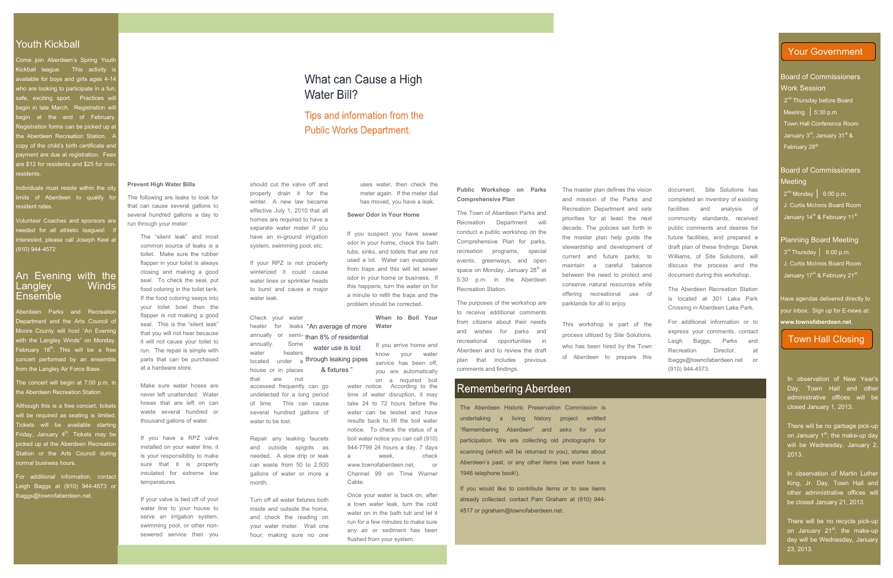## Youth Kickball

Come join Aberdeen's Spring Youth Kickball league. This activity is available for boys and girls ages 4-14 who are looking to participate in a fun, safe, exciting sport. Practices will begin in late March. Registration will begin at the end of February. Registration forms can be picked up at the Aberdeen Recreation Station. A copy of the child's birth certificate and payment are due at registration. Fees are $12 for residents and $25 for non-residents.

Individuals must reside within the city limits of Aberdeen to qualify for resident rates.

Volunteer Coaches and sponsors are needed for all athletic leagues! If interested, please call Joseph Keel at (910) 944-4572

## An Evening with the Langley Winds Ensemble

Aberdeen Parks and Recreation Department and the Arts Council of Moore County will host "An Evening with the Langley Winds" on Monday, February 18th. This will be a free concert performed by an ensemble from the Langley Air Force Base.

The concert will begin at 7:00 p.m. in the Aberdeen Recreation Station.

Although this is a free concert, tickets will be required as seating is limited. Tickets will be available starting Friday, January 4th. Tickets may be picked up at the Aberdeen Recreation Station or the Arts Council during normal business hours.

For additional information, contact Leigh Baggs at (910) 944-4573 or lbaggs@townofaberdeen.net.

# What can Cause a High Water Bill?

## Tips and information from the Public Works Department.

### Prevent High Water Bills

The following are leaks to look for that can cause several gallons to several hundred gallons a day to run through your meter:

The "silent leak" and most common source of leaks is a toilet. Make sure the rubber flapper in your toilet is always closing and making a good seal. To check the seal, put food coloring in the toilet tank. If the food coloring seeps into your toilet bowl then the flapper is not making a good seal. This is the "silent leak" that you will not hear because it will not cause your toilet to run. The repair is simple with parts that can be purchased at a hardware store.

Make sure water hoses are never left unattended. Water hoses that are left on can waste several hundred or thousand gallons of water.

If you have a RPZ valve installed on your water line, it is your responsibility to make sure that it is properly insulated for extreme low temperatures.

If your valve is tied off of your water line to your house to serve an irrigation system, swimming pool, or other non-sewered service then you should cut the valve off and properly drain it for the winter. A new law became effective July 1, 2010 that all homes are required to have a separate water meter if you have an in-ground irrigation system, swimming pool, etc.

If your RPZ is not properly winterized it could cause water lines or sprinkler heads to burst and cause a major water leak.

Check your water heater for leaks annually or semi-annually. Some water heaters located under a house or in places that are not accessed frequently can go undetected for a long period of time. This can cause several hundred gallons of water to be lost.

> "An average of more than 8% of residential water use is lost through leaking pipes & fixtures"

Repair any leaking faucets and outside spigots as needed. A slow drip or leak can waste from 50 to 2,500 gallons of water or more a month.

Turn off all water fixtures both inside and outside the home, and check the reading on your water meter. Wait one hour, making sure no one uses water, then check the meter again. If the meter dial has moved, you have a leak.

### Sewer Odor in Your Home

If you suspect you have sewer odor in your home, check the bath tubs, sinks, and toilets that are not used a lot. Water can evaporate from traps and this will let sewer odor in your home or business. If this happens, turn the water on for a minute to refill the traps and the problem should be corrected.

### When to Boil Your Water

If you arrive home and know your water service has been off, you are automatically on a required boil water notice. According to the time of water disruption, it may take 24 to 72 hours before the water can be tested and have results back to lift the boil water notice. To check the status of a boil water notice you can call (910) 944-7799 24 hours a day, 7 days a week, check www.townofaberdeen.net, or Channel 99 on Time Warner Cable.

Once your water is back on, after a town water leak, turn the cold water on in the bath tub and let it run for a few minutes to make sure any air or sediment has been flushed from your system.

### Public Workshop on Parks Comprehensive Plan

The Town of Aberdeen Parks and Recreation Department will conduct a public workshop on the Comprehensive Plan for parks, recreation programs, special events, greenways, and open space on Monday, January 28th at 5:30 p.m. in the Aberdeen Recreation Station.

The purposes of the workshop are to receive additional comments from citizens about their needs and wishes for parks and recreational opportunities in Aberdeen and to review the draft plan that includes previous comments and findings.

The master plan defines the vision and mission of the Parks and Recreation Department and sets priorities for at least the next decade. The policies set forth in the master plan help guide the stewardship and development of current and future parks; to maintain a careful balance between the need to protect and conserve natural resources while offering recreational use of parklands for all to enjoy.

This workshop is part of the process utilized by Site Solutions, who has been hired by the Town of Aberdeen to prepare this document. Site Solutions has completed an inventory of existing facilities and analysis of community standards, received public comments and desires for future facilities, and prepared a draft plan of these findings. Derek Williams, of Site Solutions, will discuss the process and the document during this workshop.

The Aberdeen Recreation Station is located at 301 Lake Park Crossing in Aberdeen Lake Park.

For additional information or to express your comments, contact Leigh Baggs, Parks and Recreation Director, at lbaggs@townofaberdeen.net or (910) 944-4573.

## Remembering Aberdeen

The Aberdeen Historic Preservation Commission is undertaking a living history project entitled "Remembering Aberdeen" and asks for your participation. We are collecting old photographs for scanning (which will be returned to you), stories about Aberdeen's past, or any other items (we even have a 1946 telephone book!).

If you would like to contribute items or to see items already collected, contact Pam Graham at (910) 944-4517 or pgraham@townofaberdeen.net.

## Your Government

**Board of Commissioners Work Session**
2nd Thursday before Board Meeting | 5:30 p.m.
Town Hall Conference Room
January 3rd, January 31st & February 28th

**Board of Commissioners Meeting**
2nd Monday | 6:00 p.m.
J. Curtis McInnis Board Room
January 14th & February 11th

**Planning Board Meeting**
3rd Thursday | 6:00 p.m.
J. Curtis McInnis Board Room
January 17th & February 21st

Have agendas delivered directly to your inbox. Sign up for E-news at: **www.townofaberdeen.net**.

## Town Hall Closing

In observation of New Year's Day, Town Hall and other administrative offices will be closed January 1, 2013.

There will be no garbage pick-up on January 1st; the make-up day will be Wednesday, January 2, 2013.

In observation of Martin Luther King, Jr. Day, Town Hall and other administrative offices will be closed January 21, 2013.

There will be no recycle pick-up on January 21st; the make-up day will be Wednesday, January 23, 2013.